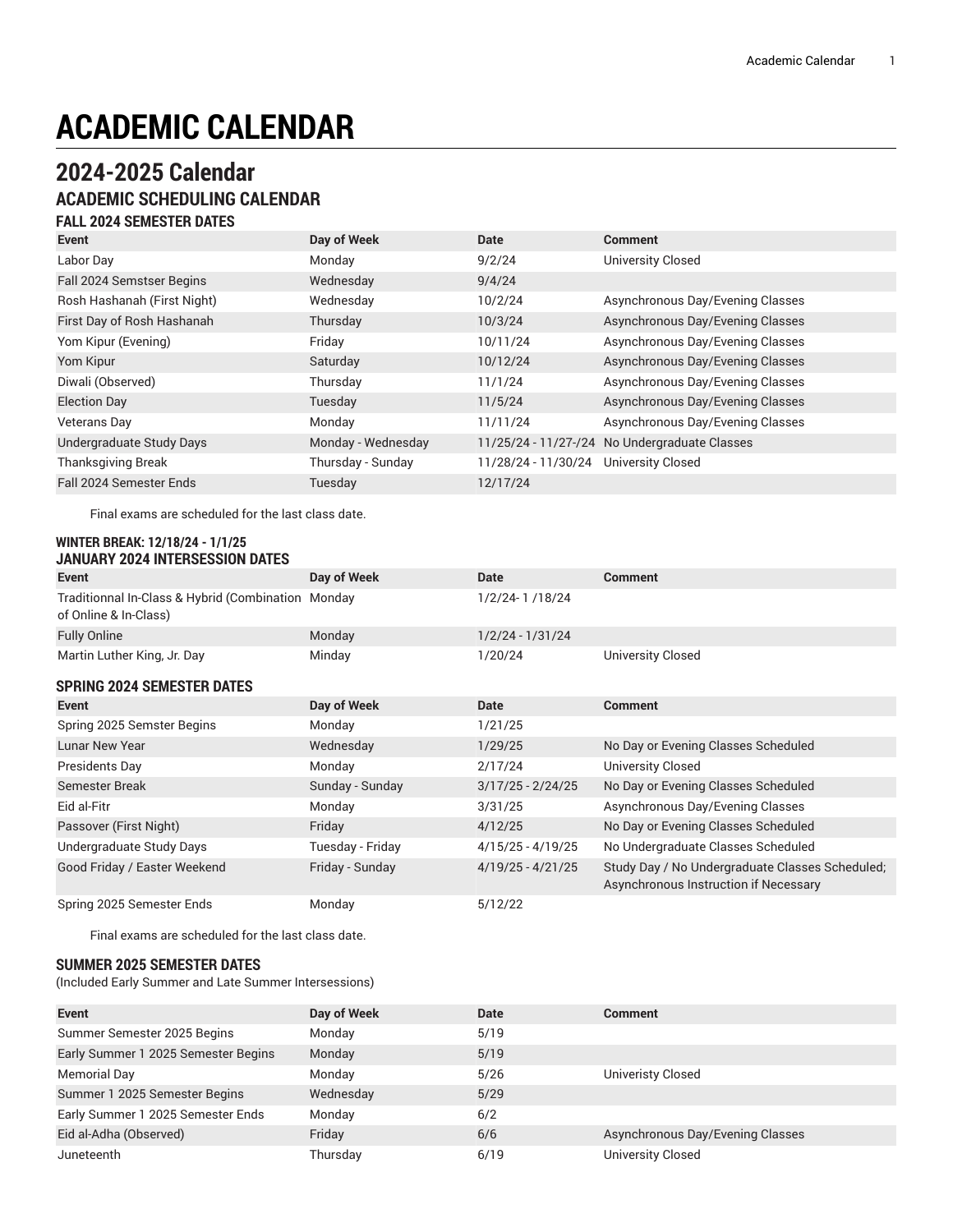# ACADEMIC CALENDAR

## 2024-2025 Calendar

### ACADEMIC SCHEDULING CALENDAR

#### FALL 2024 SEMESTER DATES

| Event | Day of Week | Date | Comment |
|---|---|---|---|
| Labor Day | Monday | 9/2/24 | University Closed |
| Fall 2024 Semstser Begins | Wednesday | 9/4/24 | |
| Rosh Hashanah (First Night) | Wednesday | 10/2/24 | Asynchronous Day/Evening Classes |
| First Day of Rosh Hashanah | Thursday | 10/3/24 | Asynchronous Day/Evening Classes |
| Yom Kipur (Evening) | Friday | 10/11/24 | Asynchronous Day/Evening Classes |
| Yom Kipur | Saturday | 10/12/24 | Asynchronous Day/Evening Classes |
| Diwali (Observed) | Thursday | 11/1/24 | Asynchronous Day/Evening Classes |
| Election Day | Tuesday | 11/5/24 | Asynchronous Day/Evening Classes |
| Veterans Day | Monday | 11/11/24 | Asynchronous Day/Evening Classes |
| Undergraduate Study Days | Monday - Wednesday | 11/25/24 - 11/27-/24 | No Undergraduate Classes |
| Thanksgiving Break | Thursday - Sunday | 11/28/24 - 11/30/24 | University Closed |
| Fall 2024 Semester Ends | Tuesday | 12/17/24 | |

Final exams are scheduled for the last class date.

#### WINTER BREAK: 12/18/24 - 1/1/25

#### JANUARY 2024 INTERSESSION DATES

| Event | Day of Week | Date | Comment |
|---|---|---|---|
| Traditionnal In-Class & Hybrid (Combination of Online & In-Class) | Monday | 1/2/24- 1 /18/24 | |
| Fully Online | Monday | 1/2/24 - 1/31/24 | |
| Martin Luther King, Jr. Day | Minday | 1/20/24 | University Closed |

#### SPRING 2024 SEMESTER DATES

| Event | Day of Week | Date | Comment |
|---|---|---|---|
| Spring 2025 Semster Begins | Monday | 1/21/25 | |
| Lunar New Year | Wednesday | 1/29/25 | No Day or Evening Classes Scheduled |
| Presidents Day | Monday | 2/17/24 | University Closed |
| Semester Break | Sunday - Sunday | 3/17/25 - 2/24/25 | No Day or Evening Classes Scheduled |
| Eid al-Fitr | Monday | 3/31/25 | Asynchronous Day/Evening Classes |
| Passover (First Night) | Friday | 4/12/25 | No Day or Evening Classes Scheduled |
| Undergraduate Study Days | Tuesday - Friday | 4/15/25 - 4/19/25 | No Undergraduate Classes Scheduled |
| Good Friday / Easter Weekend | Friday - Sunday | 4/19/25 - 4/21/25 | Study Day / No Undergraduate Classes Scheduled; Asynchronous Instruction if Necessary |
| Spring 2025 Semester Ends | Monday | 5/12/22 | |

Final exams are scheduled for the last class date.

#### SUMMER 2025 SEMESTER DATES

(Included Early Summer and Late Summer Intersessions)

| Event | Day of Week | Date | Comment |
|---|---|---|---|
| Summer Semester 2025 Begins | Monday | 5/19 | |
| Early Summer 1 2025 Semester Begins | Monday | 5/19 | |
| Memorial Day | Monday | 5/26 | Univeristy Closed |
| Summer 1 2025 Semester Begins | Wednesday | 5/29 | |
| Early Summer 1 2025 Semester Ends | Monday | 6/2 | |
| Eid al-Adha (Observed) | Friday | 6/6 | Asynchronous Day/Evening Classes |
| Juneteenth | Thursday | 6/19 | University Closed |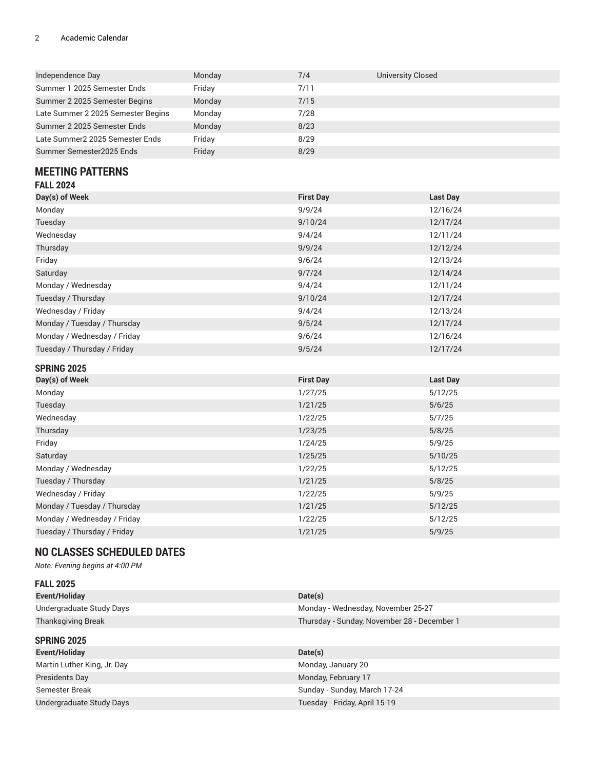| | | | |
|---|---|---|---|
| Independence Day | Monday | 7/4 | University Closed |
| Summer 1 2025 Semester Ends | Friday | 7/11 | |
| Summer 2 2025 Semester Begins | Monday | 7/15 | |
| Late Summer 2 2025 Semester Begins | Monday | 7/28 | |
| Summer 2 2025 Semester Ends | Monday | 8/23 | |
| Late Summer2 2025 Semester Ends | Friday | 8/29 | |
| Summer Semester2025 Ends | Friday | 8/29 | |

## MEETING PATTERNS

### FALL 2024

| Day(s) of Week | First Day | Last Day |
|---|---|---|
| Monday | 9/9/24 | 12/16/24 |
| Tuesday | 9/10/24 | 12/17/24 |
| Wednesday | 9/4/24 | 12/11/24 |
| Thursday | 9/9/24 | 12/12/24 |
| Friday | 9/6/24 | 12/13/24 |
| Saturday | 9/7/24 | 12/14/24 |
| Monday / Wednesday | 9/4/24 | 12/11/24 |
| Tuesday / Thursday | 9/10/24 | 12/17/24 |
| Wednesday / Friday | 9/4/24 | 12/13/24 |
| Monday / Tuesday / Thursday | 9/5/24 | 12/17/24 |
| Monday / Wednesday / Friday | 9/6/24 | 12/16/24 |
| Tuesday / Thursday / Friday | 9/5/24 | 12/17/24 |

### SPRING 2025

| Day(s) of Week | First Day | Last Day |
|---|---|---|
| Monday | 1/27/25 | 5/12/25 |
| Tuesday | 1/21/25 | 5/6/25 |
| Wednesday | 1/22/25 | 5/7/25 |
| Thursday | 1/23/25 | 5/8/25 |
| Friday | 1/24/25 | 5/9/25 |
| Saturday | 1/25/25 | 5/10/25 |
| Monday / Wednesday | 1/22/25 | 5/12/25 |
| Tuesday / Thursday | 1/21/25 | 5/8/25 |
| Wednesday / Friday | 1/22/25 | 5/9/25 |
| Monday / Tuesday / Thursday | 1/21/25 | 5/12/25 |
| Monday / Wednesday / Friday | 1/22/25 | 5/12/25 |
| Tuesday / Thursday / Friday | 1/21/25 | 5/9/25 |

## NO CLASSES SCHEDULED DATES

*Note: Evening begins at 4:00 PM*

### FALL 2025

| Event/Holiday | Date(s) |
|---|---|
| Undergraduate Study Days | Monday - Wednesday, November 25-27 |
| Thanksgiving Break | Thursday - Sunday, November 28 - December 1 |

### SPRING 2025

| Event/Holiday | Date(s) |
|---|---|
| Martin Luther King, Jr. Day | Monday, January 20 |
| Presidents Day | Monday, February 17 |
| Semester Break | Sunday - Sunday, March 17-24 |
| Undergraduate Study Days | Tuesday - Friday, April 15-19 |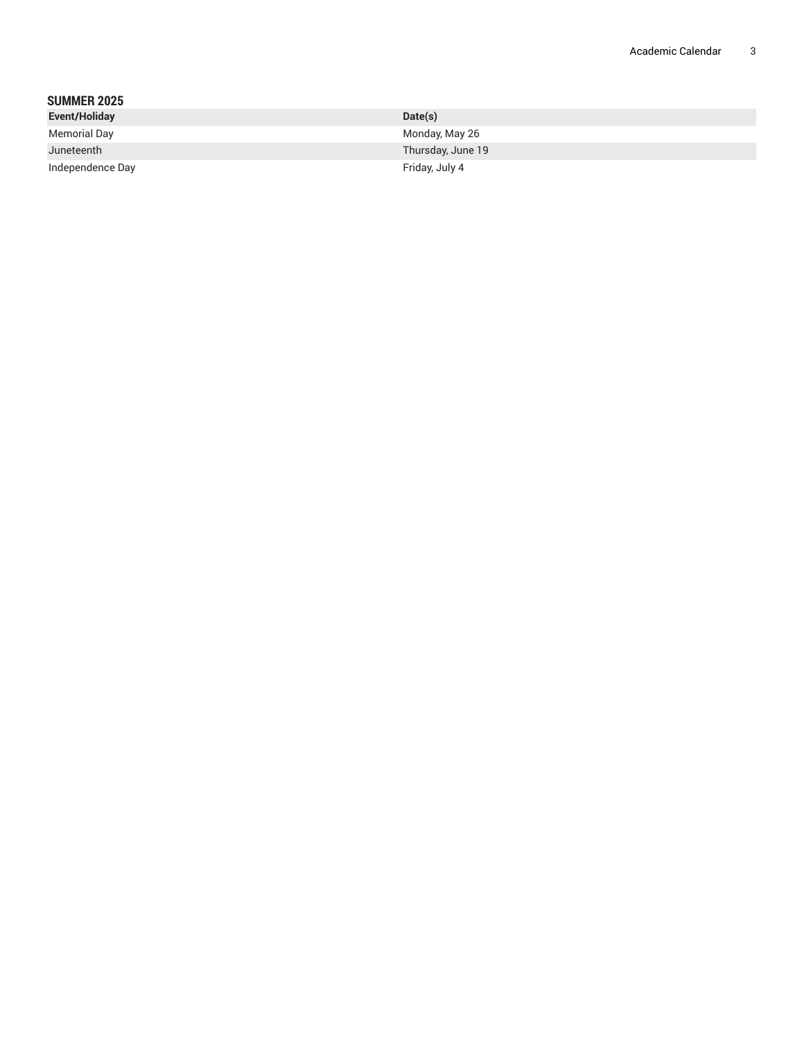### SUMMER 2025

| Event/Holiday | Date(s) |
| --- | --- |
| Memorial Day | Monday, May 26 |
| Juneteenth | Thursday, June 19 |
| Independence Day | Friday, July 4 |